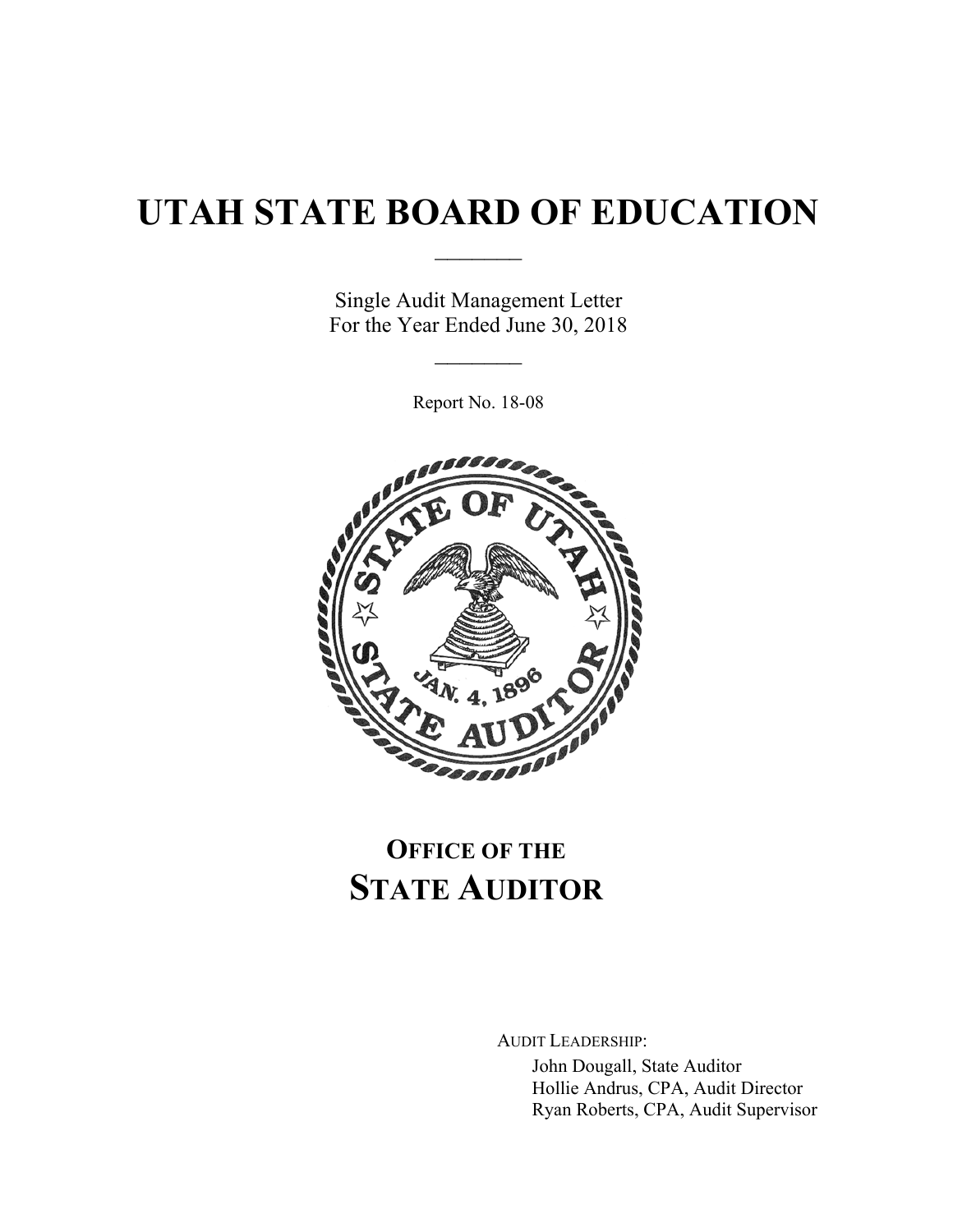# UTAH STATE BOARD OF EDUCATION

Single Audit Management Letter
For the Year Ended June 30, 2018

Report No. 18-08

## OFFICE OF THE STATE AUDITOR

AUDIT LEADERSHIP:

John Dougall, State Auditor
Hollie Andrus, CPA, Audit Director
Ryan Roberts, CPA, Audit Supervisor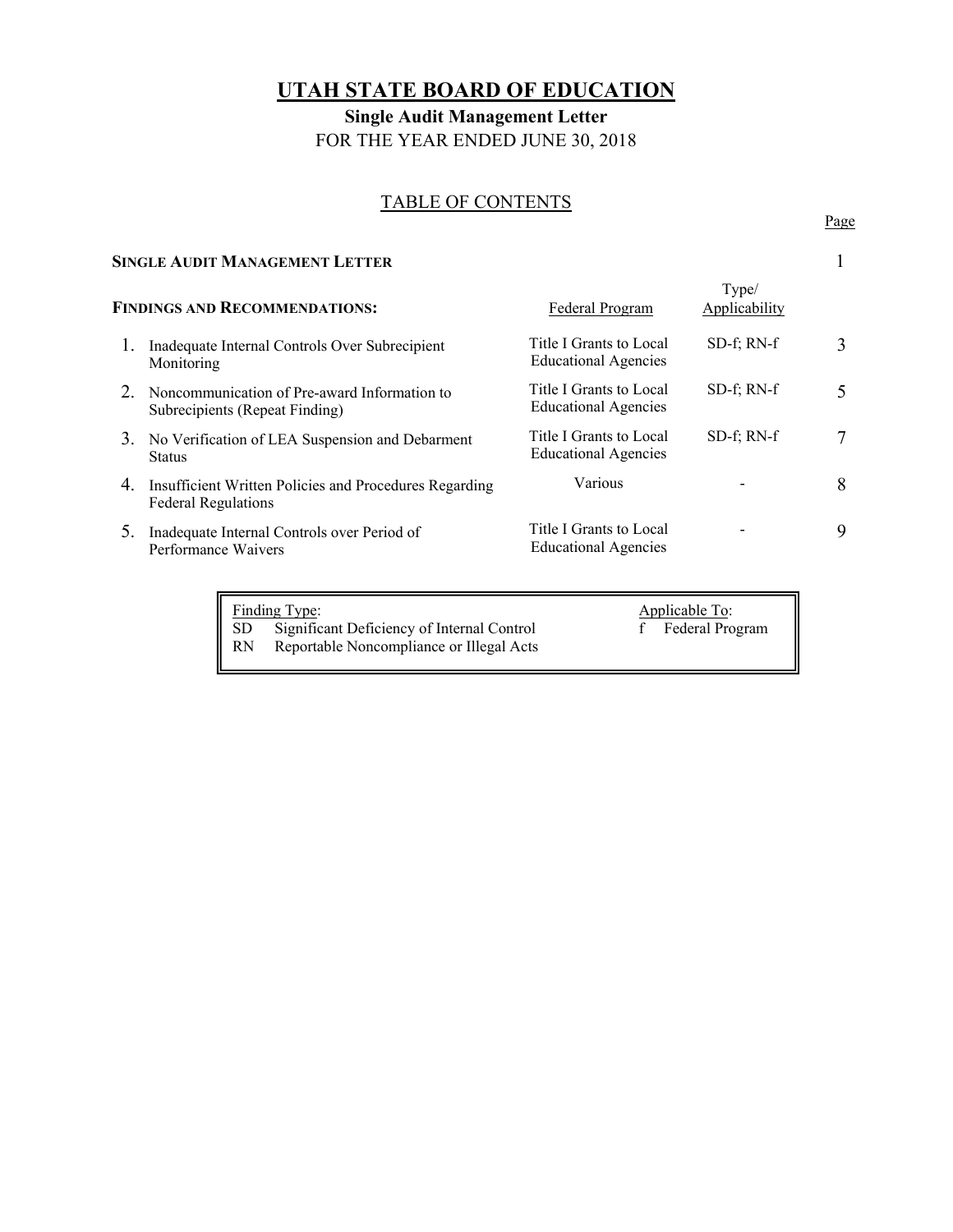# UTAH STATE BOARD OF EDUCATION

**Single Audit Management Letter**

FOR THE YEAR ENDED JUNE 30, 2018

## TABLE OF CONTENTS

| | | | Page |
|---|---|---|---|
| **SINGLE AUDIT MANAGEMENT LETTER** | | | 1 |

| **FINDINGS AND RECOMMENDATIONS:** | Federal Program | Type/ Applicability | Page |
|---|---|---|---|
| 1. Inadequate Internal Controls Over Subrecipient Monitoring | Title I Grants to Local Educational Agencies | SD-f; RN-f | 3 |
| 2. Noncommunication of Pre-award Information to Subrecipients (Repeat Finding) | Title I Grants to Local Educational Agencies | SD-f; RN-f | 5 |
| 3. No Verification of LEA Suspension and Debarment Status | Title I Grants to Local Educational Agencies | SD-f; RN-f | 7 |
| 4. Insufficient Written Policies and Procedures Regarding Federal Regulations | Various | - | 8 |
| 5. Inadequate Internal Controls over Period of Performance Waivers | Title I Grants to Local Educational Agencies | - | 9 |

| Finding Type: | | Applicable To: | |
|---|---|---|---|
| SD | Significant Deficiency of Internal Control | f | Federal Program |
| RN | Reportable Noncompliance or Illegal Acts | | |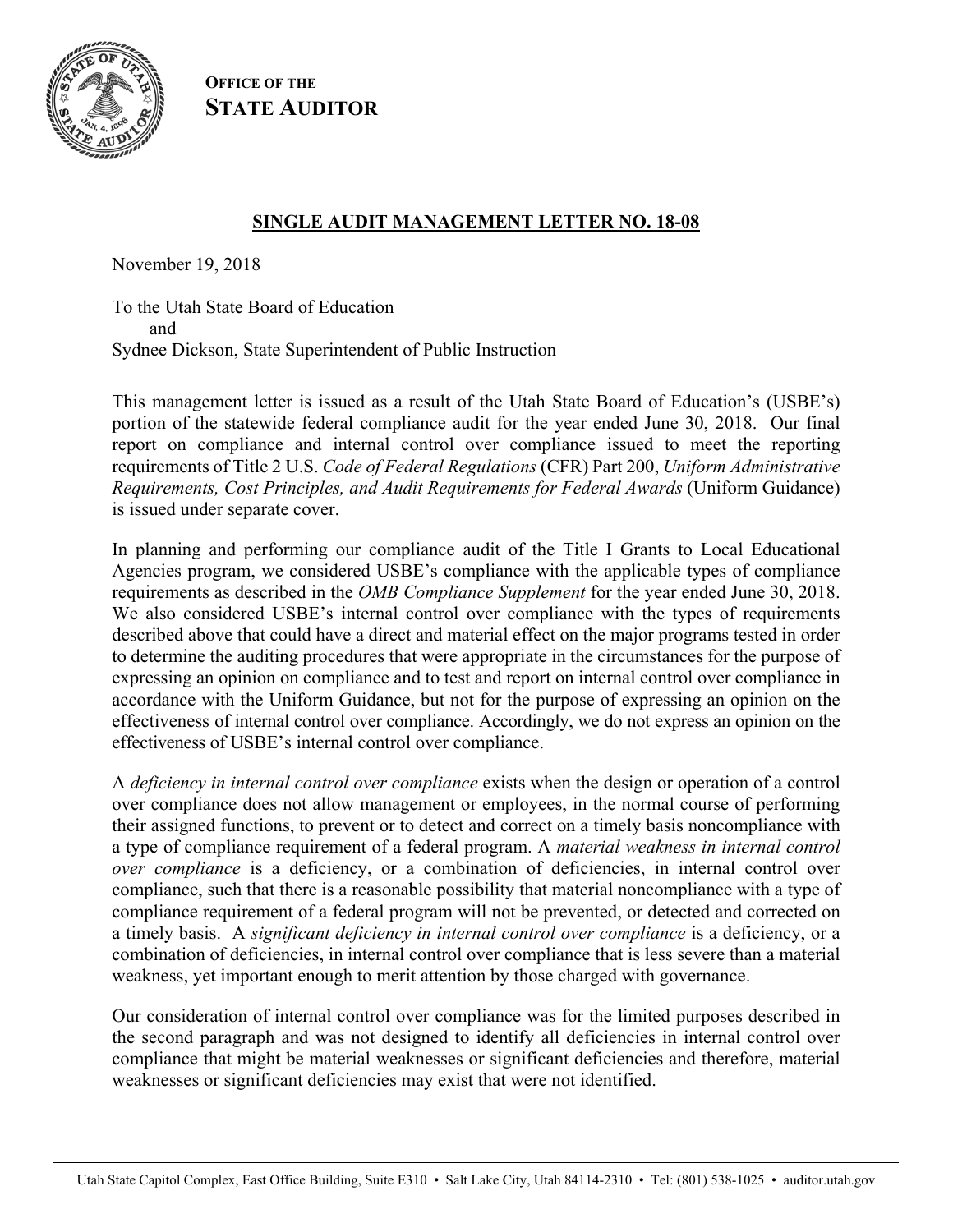**OFFICE OF THE**
**STATE AUDITOR**

## SINGLE AUDIT MANAGEMENT LETTER NO. 18-08

November 19, 2018

To the Utah State Board of Education
and
Sydnee Dickson, State Superintendent of Public Instruction

This management letter is issued as a result of the Utah State Board of Education's (USBE's) portion of the statewide federal compliance audit for the year ended June 30, 2018. Our final report on compliance and internal control over compliance issued to meet the reporting requirements of Title 2 U.S. *Code of Federal Regulations* (CFR) Part 200, *Uniform Administrative Requirements, Cost Principles, and Audit Requirements for Federal Awards* (Uniform Guidance) is issued under separate cover.

In planning and performing our compliance audit of the Title I Grants to Local Educational Agencies program, we considered USBE's compliance with the applicable types of compliance requirements as described in the *OMB Compliance Supplement* for the year ended June 30, 2018. We also considered USBE's internal control over compliance with the types of requirements described above that could have a direct and material effect on the major programs tested in order to determine the auditing procedures that were appropriate in the circumstances for the purpose of expressing an opinion on compliance and to test and report on internal control over compliance in accordance with the Uniform Guidance, but not for the purpose of expressing an opinion on the effectiveness of internal control over compliance. Accordingly, we do not express an opinion on the effectiveness of USBE's internal control over compliance.

A *deficiency in internal control over compliance* exists when the design or operation of a control over compliance does not allow management or employees, in the normal course of performing their assigned functions, to prevent or to detect and correct on a timely basis noncompliance with a type of compliance requirement of a federal program. A *material weakness in internal control over compliance* is a deficiency, or a combination of deficiencies, in internal control over compliance, such that there is a reasonable possibility that material noncompliance with a type of compliance requirement of a federal program will not be prevented, or detected and corrected on a timely basis. A *significant deficiency in internal control over compliance* is a deficiency, or a combination of deficiencies, in internal control over compliance that is less severe than a material weakness, yet important enough to merit attention by those charged with governance.

Our consideration of internal control over compliance was for the limited purposes described in the second paragraph and was not designed to identify all deficiencies in internal control over compliance that might be material weaknesses or significant deficiencies and therefore, material weaknesses or significant deficiencies may exist that were not identified.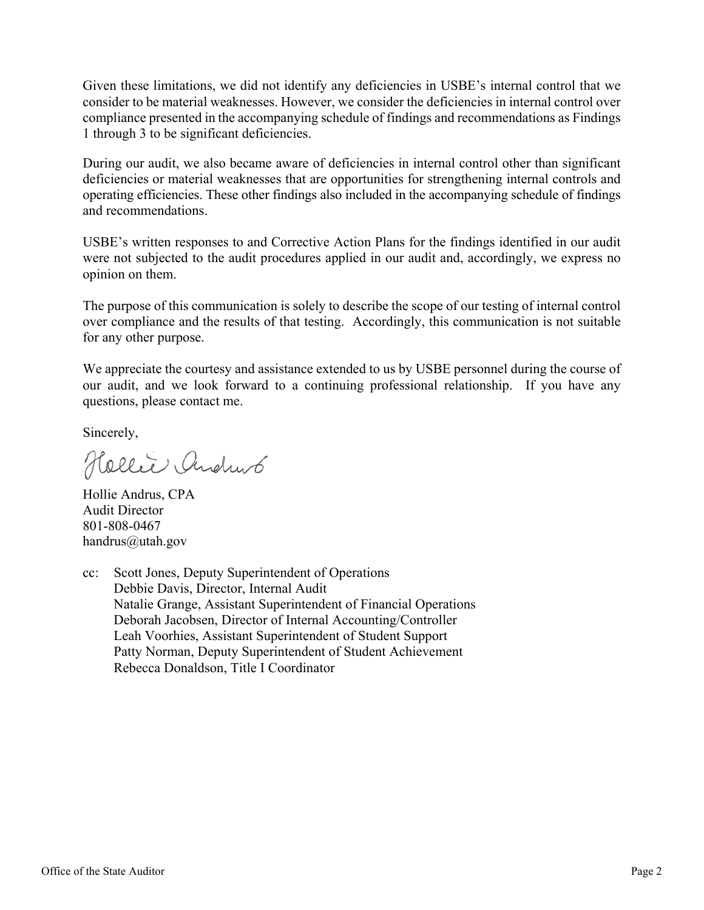Given these limitations, we did not identify any deficiencies in USBE's internal control that we consider to be material weaknesses. However, we consider the deficiencies in internal control over compliance presented in the accompanying schedule of findings and recommendations as Findings 1 through 3 to be significant deficiencies.

During our audit, we also became aware of deficiencies in internal control other than significant deficiencies or material weaknesses that are opportunities for strengthening internal controls and operating efficiencies. These other findings also included in the accompanying schedule of findings and recommendations.

USBE's written responses to and Corrective Action Plans for the findings identified in our audit were not subjected to the audit procedures applied in our audit and, accordingly, we express no opinion on them.

The purpose of this communication is solely to describe the scope of our testing of internal control over compliance and the results of that testing. Accordingly, this communication is not suitable for any other purpose.

We appreciate the courtesy and assistance extended to us by USBE personnel during the course of our audit, and we look forward to a continuing professional relationship. If you have any questions, please contact me.

Sincerely,

Hollie Andrus, CPA
Audit Director
801-808-0467
handrus@utah.gov

cc: Scott Jones, Deputy Superintendent of Operations
Debbie Davis, Director, Internal Audit
Natalie Grange, Assistant Superintendent of Financial Operations
Deborah Jacobsen, Director of Internal Accounting/Controller
Leah Voorhies, Assistant Superintendent of Student Support
Patty Norman, Deputy Superintendent of Student Achievement
Rebecca Donaldson, Title I Coordinator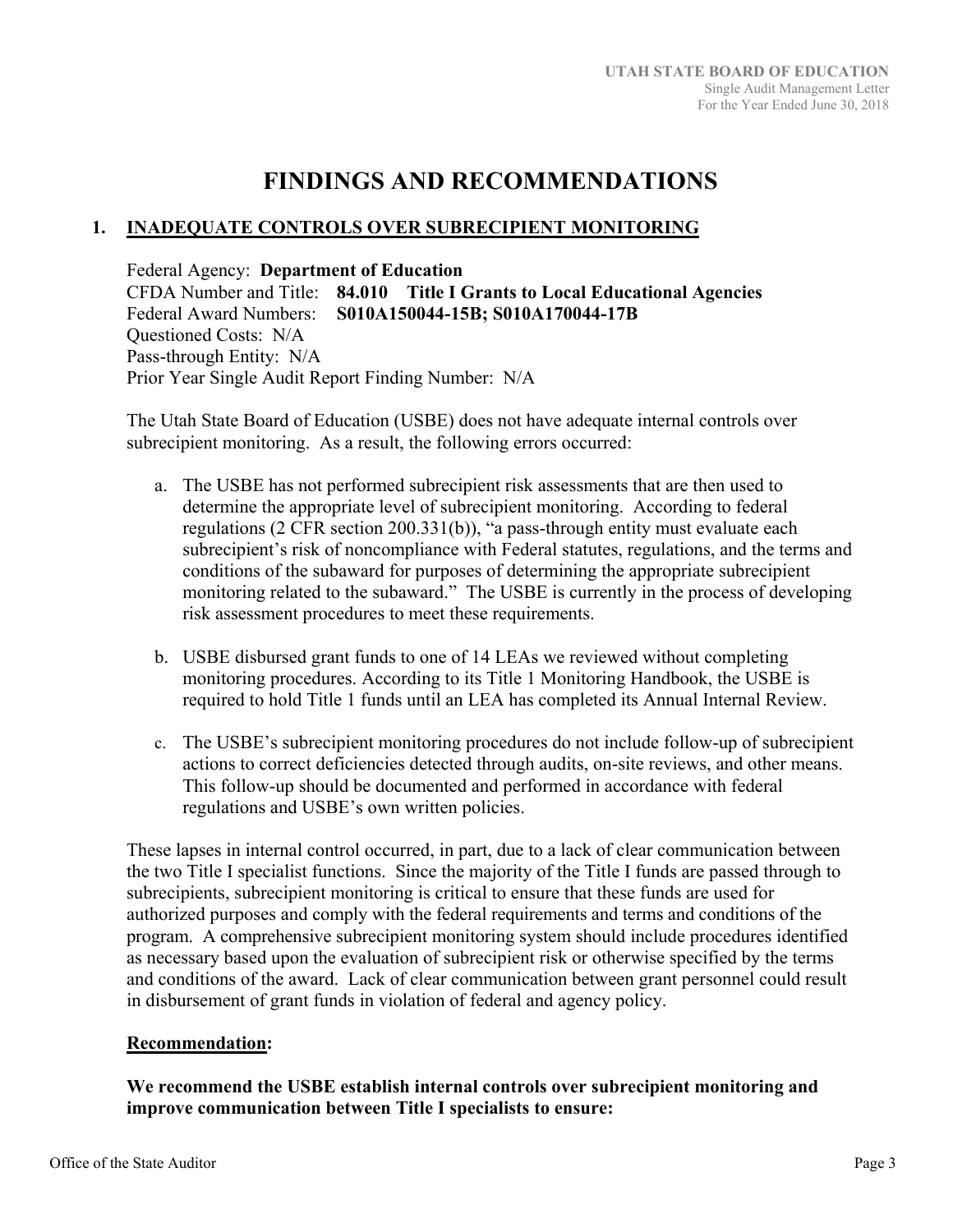# FINDINGS AND RECOMMENDATIONS

## 1. INADEQUATE CONTROLS OVER SUBRECIPIENT MONITORING

Federal Agency: **Department of Education**
CFDA Number and Title: **84.010 Title I Grants to Local Educational Agencies**
Federal Award Numbers: **S010A150044-15B; S010A170044-17B**
Questioned Costs: N/A
Pass-through Entity: N/A
Prior Year Single Audit Report Finding Number: N/A

The Utah State Board of Education (USBE) does not have adequate internal controls over subrecipient monitoring. As a result, the following errors occurred:

a. The USBE has not performed subrecipient risk assessments that are then used to determine the appropriate level of subrecipient monitoring. According to federal regulations (2 CFR section 200.331(b)), "a pass-through entity must evaluate each subrecipient's risk of noncompliance with Federal statutes, regulations, and the terms and conditions of the subaward for purposes of determining the appropriate subrecipient monitoring related to the subaward." The USBE is currently in the process of developing risk assessment procedures to meet these requirements.

b. USBE disbursed grant funds to one of 14 LEAs we reviewed without completing monitoring procedures. According to its Title 1 Monitoring Handbook, the USBE is required to hold Title 1 funds until an LEA has completed its Annual Internal Review.

c. The USBE's subrecipient monitoring procedures do not include follow-up of subrecipient actions to correct deficiencies detected through audits, on-site reviews, and other means. This follow-up should be documented and performed in accordance with federal regulations and USBE's own written policies.

These lapses in internal control occurred, in part, due to a lack of clear communication between the two Title I specialist functions. Since the majority of the Title I funds are passed through to subrecipients, subrecipient monitoring is critical to ensure that these funds are used for authorized purposes and comply with the federal requirements and terms and conditions of the program. A comprehensive subrecipient monitoring system should include procedures identified as necessary based upon the evaluation of subrecipient risk or otherwise specified by the terms and conditions of the award. Lack of clear communication between grant personnel could result in disbursement of grant funds in violation of federal and agency policy.

**Recommendation:**

**We recommend the USBE establish internal controls over subrecipient monitoring and improve communication between Title I specialists to ensure:**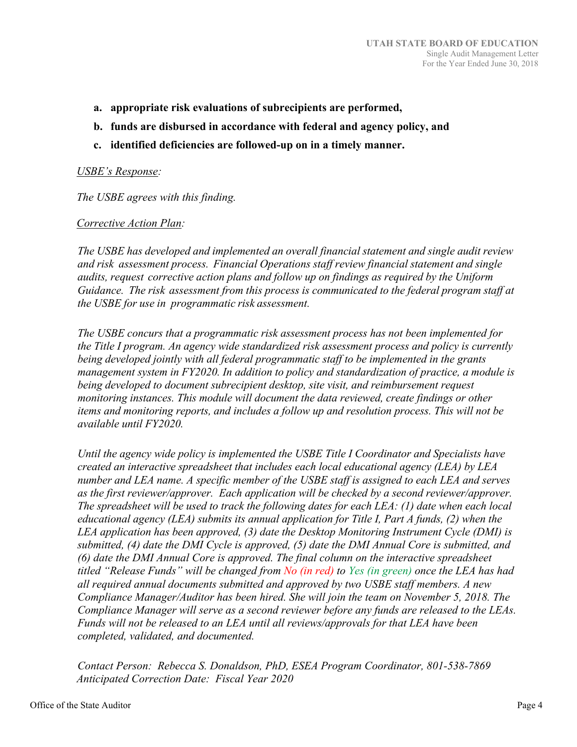a. **appropriate risk evaluations of subrecipients are performed,**
b. **funds are disbursed in accordance with federal and agency policy, and**
c. **identified deficiencies are followed-up on in a timely manner.**

*USBE's Response:*

*The USBE agrees with this finding.*

*Corrective Action Plan:*

*The USBE has developed and implemented an overall financial statement and single audit review and risk assessment process. Financial Operations staff review financial statement and single audits, request corrective action plans and follow up on findings as required by the Uniform Guidance. The risk assessment from this process is communicated to the federal program staff at the USBE for use in programmatic risk assessment.*

*The USBE concurs that a programmatic risk assessment process has not been implemented for the Title I program. An agency wide standardized risk assessment process and policy is currently being developed jointly with all federal programmatic staff to be implemented in the grants management system in FY2020. In addition to policy and standardization of practice, a module is being developed to document subrecipient desktop, site visit, and reimbursement request monitoring instances. This module will document the data reviewed, create findings or other items and monitoring reports, and includes a follow up and resolution process. This will not be available until FY2020.*

*Until the agency wide policy is implemented the USBE Title I Coordinator and Specialists have created an interactive spreadsheet that includes each local educational agency (LEA) by LEA number and LEA name. A specific member of the USBE staff is assigned to each LEA and serves as the first reviewer/approver. Each application will be checked by a second reviewer/approver. The spreadsheet will be used to track the following dates for each LEA: (1) date when each local educational agency (LEA) submits its annual application for Title I, Part A funds, (2) when the LEA application has been approved, (3) date the Desktop Monitoring Instrument Cycle (DMI) is submitted, (4) date the DMI Cycle is approved, (5) date the DMI Annual Core is submitted, and (6) date the DMI Annual Core is approved. The final column on the interactive spreadsheet titled "Release Funds" will be changed from No (in red) to Yes (in green) once the LEA has had all required annual documents submitted and approved by two USBE staff members. A new Compliance Manager/Auditor has been hired. She will join the team on November 5, 2018. The Compliance Manager will serve as a second reviewer before any funds are released to the LEAs. Funds will not be released to an LEA until all reviews/approvals for that LEA have been completed, validated, and documented.*

*Contact Person: Rebecca S. Donaldson, PhD, ESEA Program Coordinator, 801-538-7869*
*Anticipated Correction Date: Fiscal Year 2020*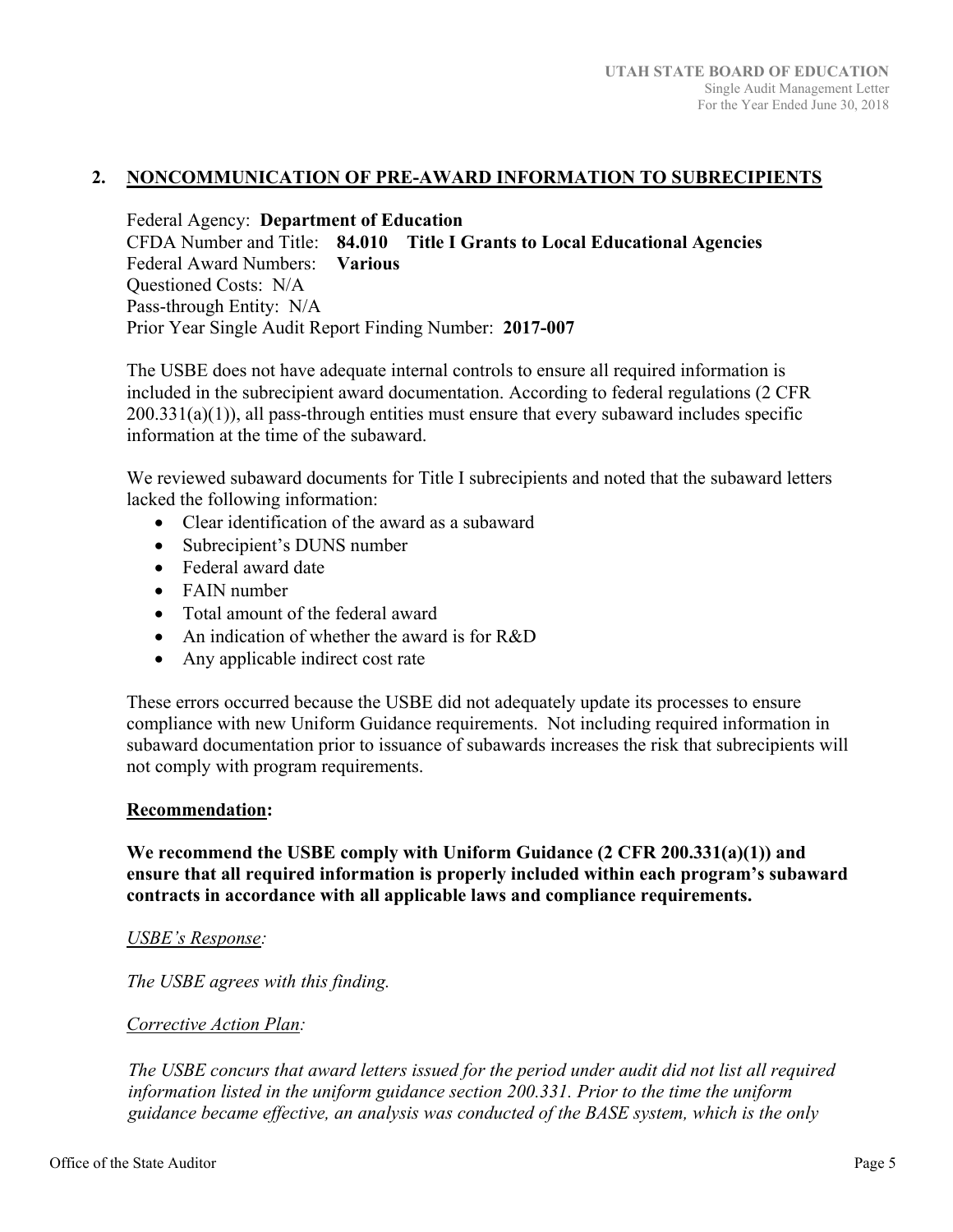## 2. NONCOMMUNICATION OF PRE-AWARD INFORMATION TO SUBRECIPIENTS

Federal Agency: **Department of Education**
CFDA Number and Title: **84.010 Title I Grants to Local Educational Agencies**
Federal Award Numbers: **Various**
Questioned Costs: N/A
Pass-through Entity: N/A
Prior Year Single Audit Report Finding Number: **2017-007**

The USBE does not have adequate internal controls to ensure all required information is included in the subrecipient award documentation. According to federal regulations (2 CFR 200.331(a)(1)), all pass-through entities must ensure that every subaward includes specific information at the time of the subaward.

We reviewed subaward documents for Title I subrecipients and noted that the subaward letters lacked the following information:

- Clear identification of the award as a subaward
- Subrecipient's DUNS number
- Federal award date
- FAIN number
- Total amount of the federal award
- An indication of whether the award is for R&D
- Any applicable indirect cost rate

These errors occurred because the USBE did not adequately update its processes to ensure compliance with new Uniform Guidance requirements. Not including required information in subaward documentation prior to issuance of subawards increases the risk that subrecipients will not comply with program requirements.

**Recommendation:**

**We recommend the USBE comply with Uniform Guidance (2 CFR 200.331(a)(1)) and ensure that all required information is properly included within each program's subaward contracts in accordance with all applicable laws and compliance requirements.**

*USBE's Response:*

*The USBE agrees with this finding.*

*Corrective Action Plan:*

*The USBE concurs that award letters issued for the period under audit did not list all required information listed in the uniform guidance section 200.331. Prior to the time the uniform guidance became effective, an analysis was conducted of the BASE system, which is the only*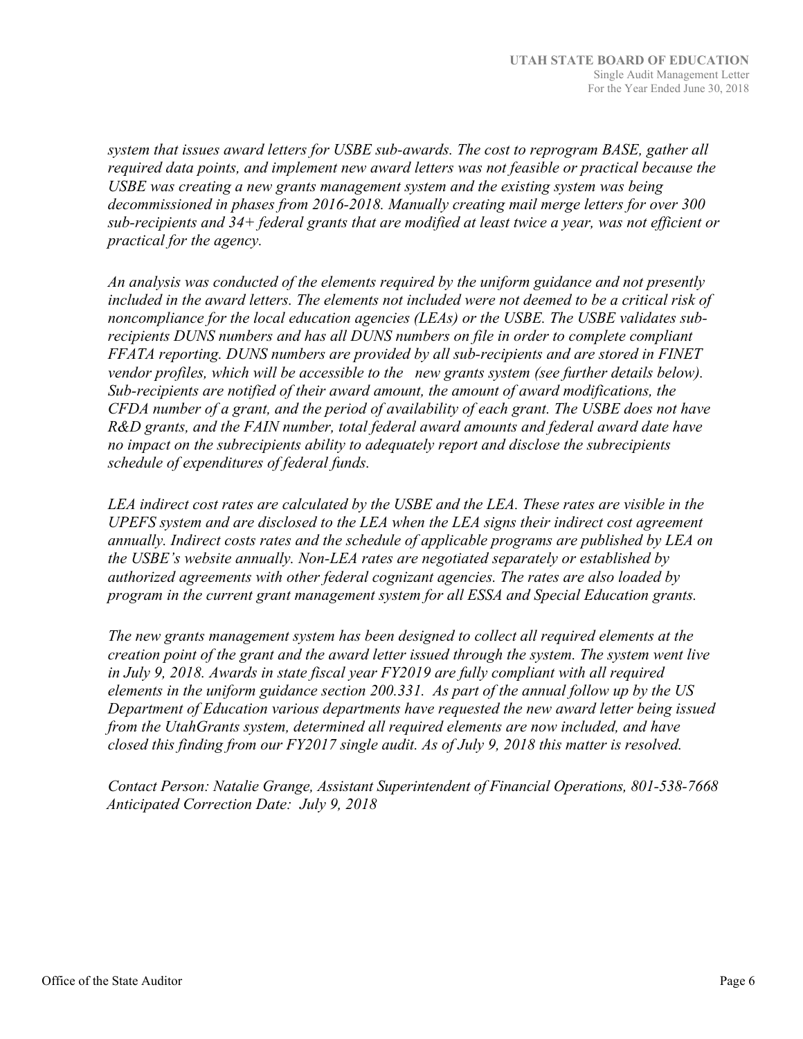*system that issues award letters for USBE sub-awards. The cost to reprogram BASE, gather all required data points, and implement new award letters was not feasible or practical because the USBE was creating a new grants management system and the existing system was being decommissioned in phases from 2016-2018. Manually creating mail merge letters for over 300 sub-recipients and 34+ federal grants that are modified at least twice a year, was not efficient or practical for the agency.*

*An analysis was conducted of the elements required by the uniform guidance and not presently included in the award letters. The elements not included were not deemed to be a critical risk of noncompliance for the local education agencies (LEAs) or the USBE. The USBE validates sub-recipients DUNS numbers and has all DUNS numbers on file in order to complete compliant FFATA reporting. DUNS numbers are provided by all sub-recipients and are stored in FINET vendor profiles, which will be accessible to the new grants system (see further details below). Sub-recipients are notified of their award amount, the amount of award modifications, the CFDA number of a grant, and the period of availability of each grant. The USBE does not have R&D grants, and the FAIN number, total federal award amounts and federal award date have no impact on the subrecipients ability to adequately report and disclose the subrecipients schedule of expenditures of federal funds.*

*LEA indirect cost rates are calculated by the USBE and the LEA. These rates are visible in the UPEFS system and are disclosed to the LEA when the LEA signs their indirect cost agreement annually. Indirect costs rates and the schedule of applicable programs are published by LEA on the USBE's website annually. Non-LEA rates are negotiated separately or established by authorized agreements with other federal cognizant agencies. The rates are also loaded by program in the current grant management system for all ESSA and Special Education grants.*

*The new grants management system has been designed to collect all required elements at the creation point of the grant and the award letter issued through the system. The system went live in July 9, 2018. Awards in state fiscal year FY2019 are fully compliant with all required elements in the uniform guidance section 200.331. As part of the annual follow up by the US Department of Education various departments have requested the new award letter being issued from the UtahGrants system, determined all required elements are now included, and have closed this finding from our FY2017 single audit. As of July 9, 2018 this matter is resolved.*

*Contact Person: Natalie Grange, Assistant Superintendent of Financial Operations, 801-538-7668*
*Anticipated Correction Date: July 9, 2018*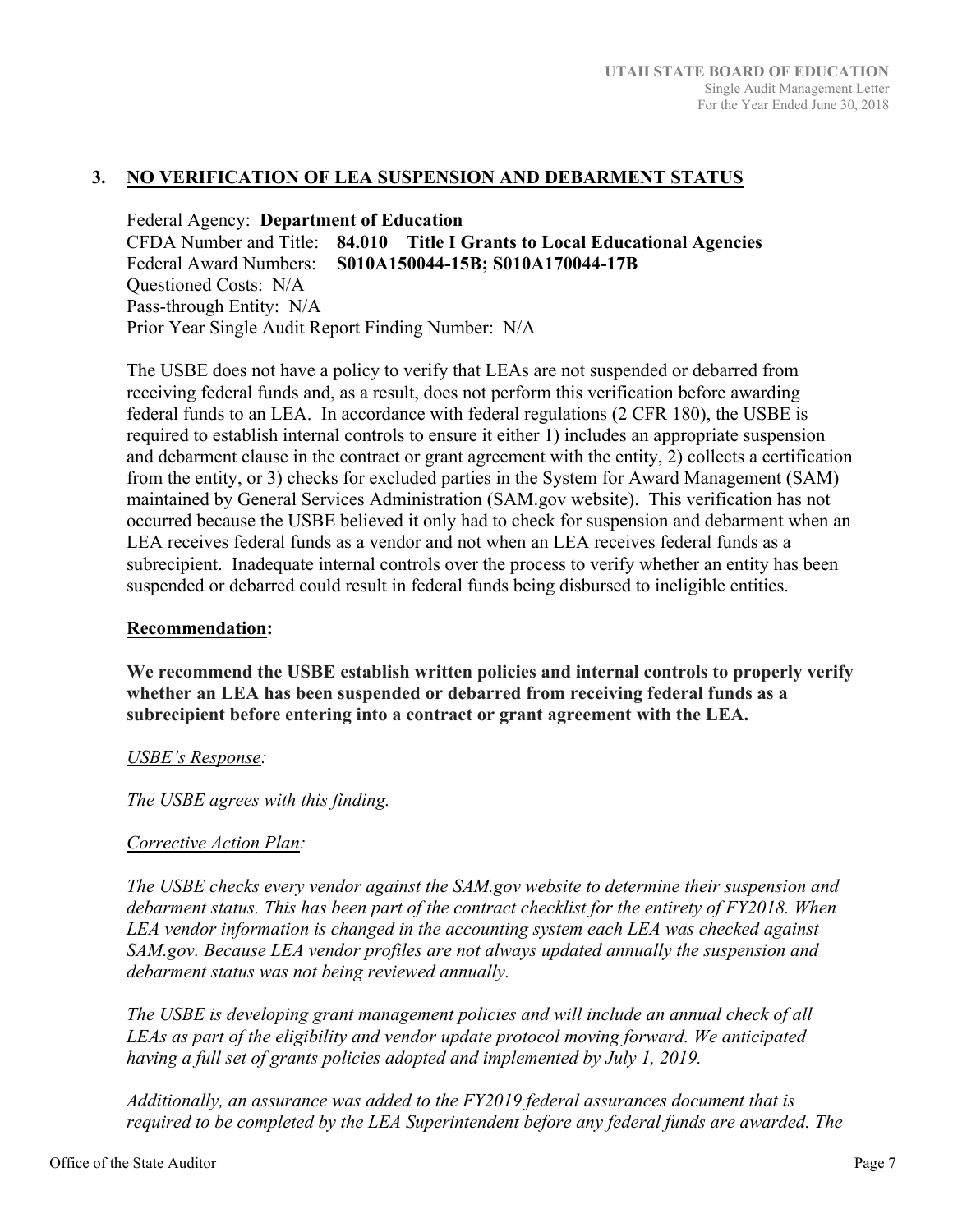## 3. NO VERIFICATION OF LEA SUSPENSION AND DEBARMENT STATUS

Federal Agency: **Department of Education**
CFDA Number and Title: **84.010 Title I Grants to Local Educational Agencies**
Federal Award Numbers: **S010A150044-15B; S010A170044-17B**
Questioned Costs: N/A
Pass-through Entity: N/A
Prior Year Single Audit Report Finding Number: N/A

The USBE does not have a policy to verify that LEAs are not suspended or debarred from receiving federal funds and, as a result, does not perform this verification before awarding federal funds to an LEA. In accordance with federal regulations (2 CFR 180), the USBE is required to establish internal controls to ensure it either 1) includes an appropriate suspension and debarment clause in the contract or grant agreement with the entity, 2) collects a certification from the entity, or 3) checks for excluded parties in the System for Award Management (SAM) maintained by General Services Administration (SAM.gov website). This verification has not occurred because the USBE believed it only had to check for suspension and debarment when an LEA receives federal funds as a vendor and not when an LEA receives federal funds as a subrecipient. Inadequate internal controls over the process to verify whether an entity has been suspended or debarred could result in federal funds being disbursed to ineligible entities.

**Recommendation:**

**We recommend the USBE establish written policies and internal controls to properly verify whether an LEA has been suspended or debarred from receiving federal funds as a subrecipient before entering into a contract or grant agreement with the LEA.**

*USBE's Response:*

*The USBE agrees with this finding.*

*Corrective Action Plan:*

*The USBE checks every vendor against the SAM.gov website to determine their suspension and debarment status. This has been part of the contract checklist for the entirety of FY2018. When LEA vendor information is changed in the accounting system each LEA was checked against SAM.gov. Because LEA vendor profiles are not always updated annually the suspension and debarment status was not being reviewed annually.*

*The USBE is developing grant management policies and will include an annual check of all LEAs as part of the eligibility and vendor update protocol moving forward. We anticipated having a full set of grants policies adopted and implemented by July 1, 2019.*

*Additionally, an assurance was added to the FY2019 federal assurances document that is required to be completed by the LEA Superintendent before any federal funds are awarded. The*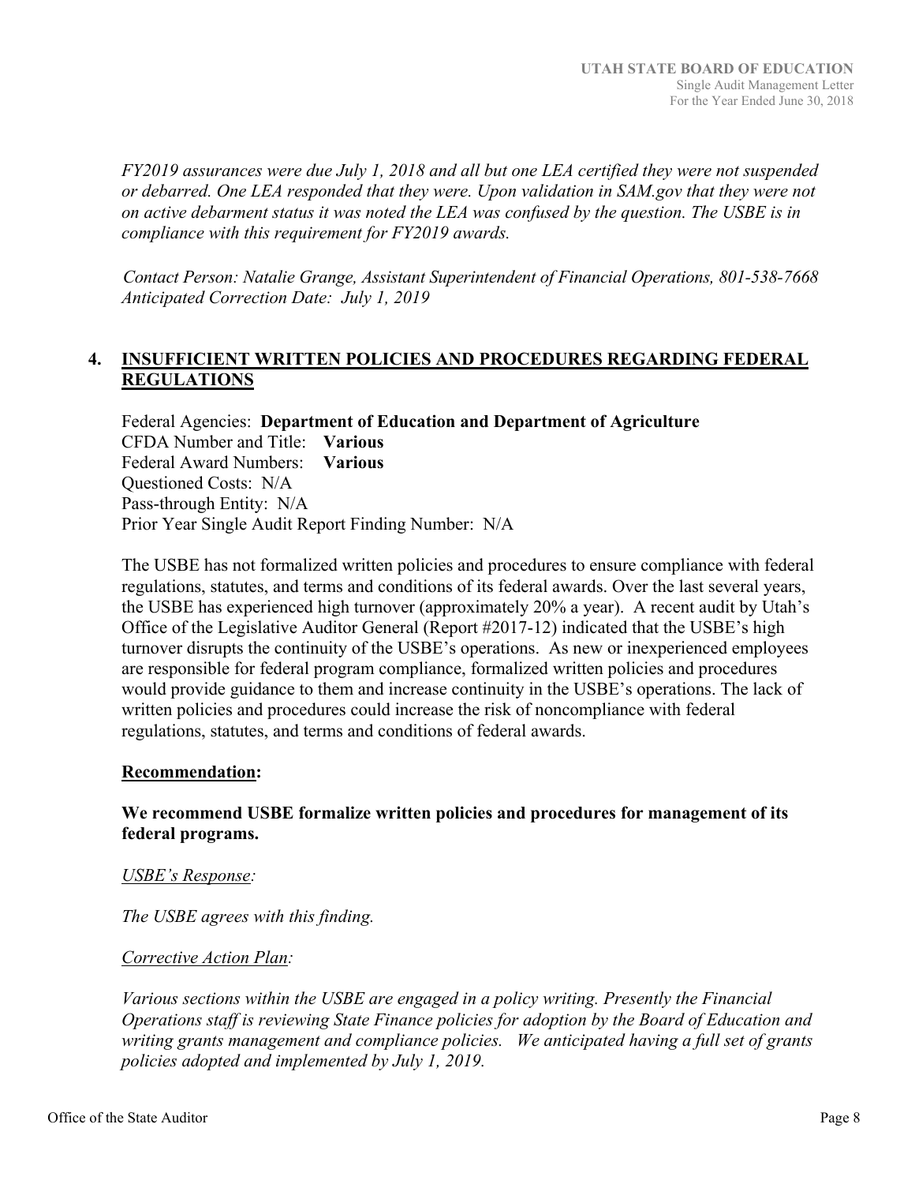*FY2019 assurances were due July 1, 2018 and all but one LEA certified they were not suspended or debarred. One LEA responded that they were. Upon validation in SAM.gov that they were not on active debarment status it was noted the LEA was confused by the question. The USBE is in compliance with this requirement for FY2019 awards.*

*Contact Person: Natalie Grange, Assistant Superintendent of Financial Operations, 801-538-7668*
*Anticipated Correction Date: July 1, 2019*

## 4. INSUFFICIENT WRITTEN POLICIES AND PROCEDURES REGARDING FEDERAL REGULATIONS

Federal Agencies: **Department of Education and Department of Agriculture**
CFDA Number and Title: **Various**
Federal Award Numbers: **Various**
Questioned Costs: N/A
Pass-through Entity: N/A
Prior Year Single Audit Report Finding Number: N/A

The USBE has not formalized written policies and procedures to ensure compliance with federal regulations, statutes, and terms and conditions of its federal awards. Over the last several years, the USBE has experienced high turnover (approximately 20% a year). A recent audit by Utah's Office of the Legislative Auditor General (Report #2017-12) indicated that the USBE's high turnover disrupts the continuity of the USBE's operations. As new or inexperienced employees are responsible for federal program compliance, formalized written policies and procedures would provide guidance to them and increase continuity in the USBE's operations. The lack of written policies and procedures could increase the risk of noncompliance with federal regulations, statutes, and terms and conditions of federal awards.

**Recommendation:**

**We recommend USBE formalize written policies and procedures for management of its federal programs.**

*USBE's Response:*

*The USBE agrees with this finding.*

*Corrective Action Plan:*

*Various sections within the USBE are engaged in a policy writing. Presently the Financial Operations staff is reviewing State Finance policies for adoption by the Board of Education and writing grants management and compliance policies. We anticipated having a full set of grants policies adopted and implemented by July 1, 2019.*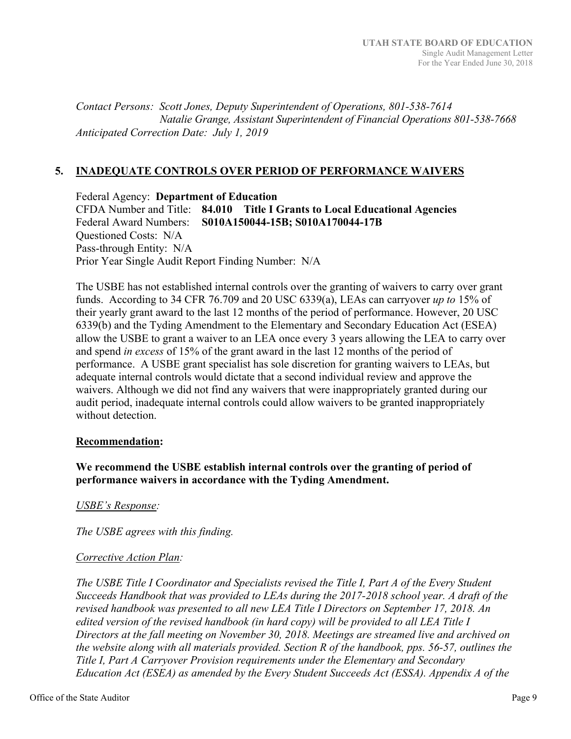*Contact Persons: Scott Jones, Deputy Superintendent of Operations, 801-538-7614*
*Natalie Grange, Assistant Superintendent of Financial Operations 801-538-7668*
*Anticipated Correction Date: July 1, 2019*

## 5. INADEQUATE CONTROLS OVER PERIOD OF PERFORMANCE WAIVERS

Federal Agency: **Department of Education**
CFDA Number and Title: **84.010 Title I Grants to Local Educational Agencies**
Federal Award Numbers: **S010A150044-15B; S010A170044-17B**
Questioned Costs: N/A
Pass-through Entity: N/A
Prior Year Single Audit Report Finding Number: N/A

The USBE has not established internal controls over the granting of waivers to carry over grant funds. According to 34 CFR 76.709 and 20 USC 6339(a), LEAs can carryover *up to* 15% of their yearly grant award to the last 12 months of the period of performance. However, 20 USC 6339(b) and the Tyding Amendment to the Elementary and Secondary Education Act (ESEA) allow the USBE to grant a waiver to an LEA once every 3 years allowing the LEA to carry over and spend *in excess* of 15% of the grant award in the last 12 months of the period of performance. A USBE grant specialist has sole discretion for granting waivers to LEAs, but adequate internal controls would dictate that a second individual review and approve the waivers. Although we did not find any waivers that were inappropriately granted during our audit period, inadequate internal controls could allow waivers to be granted inappropriately without detection.

**Recommendation:**

**We recommend the USBE establish internal controls over the granting of period of performance waivers in accordance with the Tyding Amendment.**

*USBE's Response:*

*The USBE agrees with this finding.*

*Corrective Action Plan:*

*The USBE Title I Coordinator and Specialists revised the Title I, Part A of the Every Student Succeeds Handbook that was provided to LEAs during the 2017-2018 school year. A draft of the revised handbook was presented to all new LEA Title I Directors on September 17, 2018. An edited version of the revised handbook (in hard copy) will be provided to all LEA Title I Directors at the fall meeting on November 30, 2018. Meetings are streamed live and archived on the website along with all materials provided. Section R of the handbook, pps. 56-57, outlines the Title I, Part A Carryover Provision requirements under the Elementary and Secondary Education Act (ESEA) as amended by the Every Student Succeeds Act (ESSA). Appendix A of the*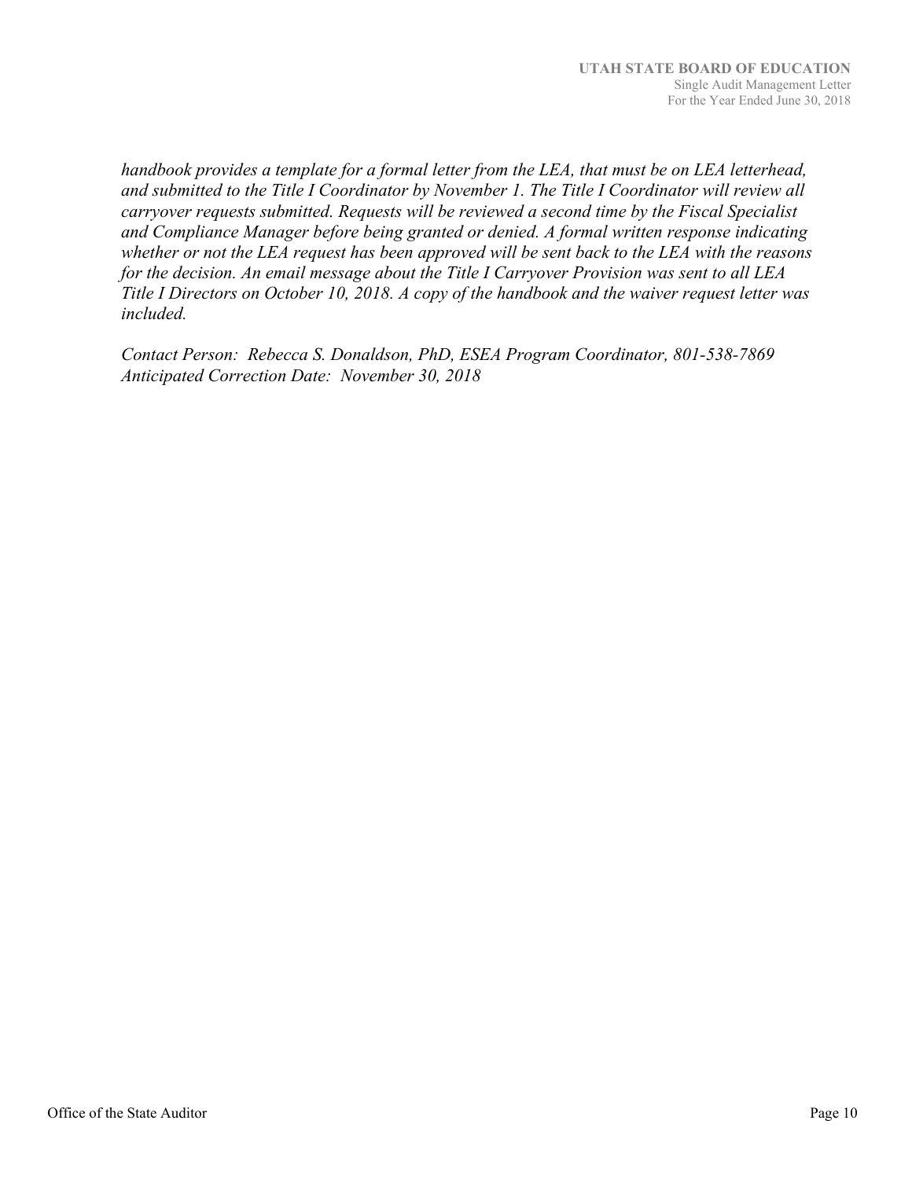*handbook provides a template for a formal letter from the LEA, that must be on LEA letterhead, and submitted to the Title I Coordinator by November 1. The Title I Coordinator will review all carryover requests submitted. Requests will be reviewed a second time by the Fiscal Specialist and Compliance Manager before being granted or denied. A formal written response indicating whether or not the LEA request has been approved will be sent back to the LEA with the reasons for the decision. An email message about the Title I Carryover Provision was sent to all LEA Title I Directors on October 10, 2018. A copy of the handbook and the waiver request letter was included.*

*Contact Person: Rebecca S. Donaldson, PhD, ESEA Program Coordinator, 801-538-7869*
*Anticipated Correction Date: November 30, 2018*